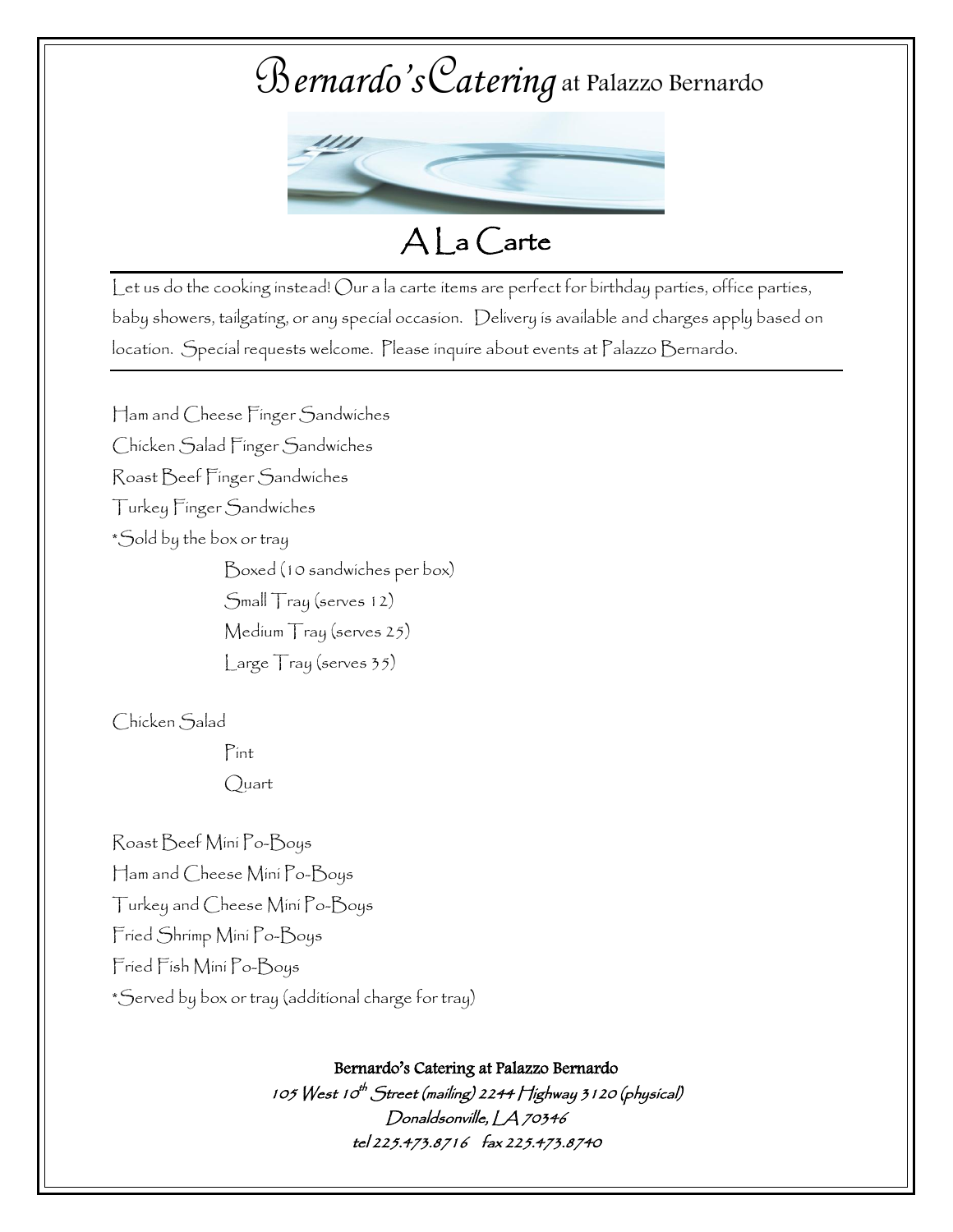# Bernardo's Catering at Palazzo Bernardo

## A La Carte

Let us do the cooking instead! Our a la carte items are perfect for birthday parties, office parties, baby showers, tailgating, or any special occasion. Delivery is available and charges apply based on location. Special requests welcome. Please inquire about events at Palazzo Bernardo.

---

Ham and Cheese Finger Sandwiches
Chicken Salad Finger Sandwiches
Roast Beef Finger Sandwiches
Turkey Finger Sandwiches
*Sold by the box or tray

- Boxed (10 sandwiches per box)
- Small Tray (serves 12)
- Medium Tray (serves 25)
- Large Tray (serves 35)

Chicken Salad

- Pint
- Quart

Roast Beef Mini Po-Boys
Ham and Cheese Mini Po-Boys
Turkey and Cheese Mini Po-Boys
Fried Shrimp Mini Po-Boys
Fried Fish Mini Po-Boys
*Served by box or tray (additional charge for tray)

**Bernardo's Catering at Palazzo Bernardo**
*105 West 10th Street (mailing) 2244 Highway 3120 (physical)*
*Donaldsonville, LA 70346*
*tel 225.473.8716 fax 225.473.8740*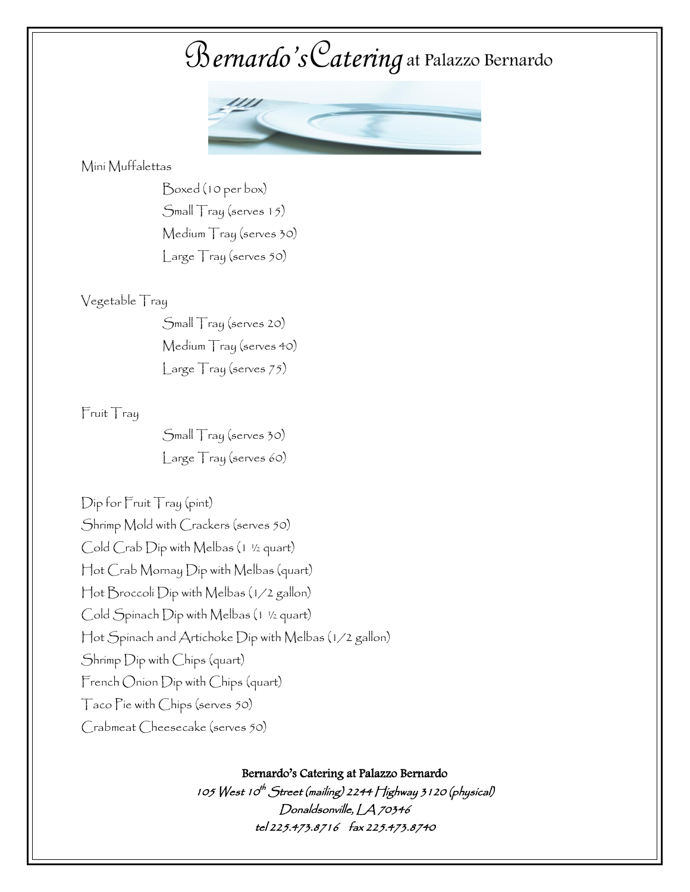# Bernardo's Catering at Palazzo Bernardo

Mini Muffalettas

- Boxed (10 per box)
- Small Tray (serves 15)
- Medium Tray (serves 30)
- Large Tray (serves 50)

Vegetable Tray

- Small Tray (serves 20)
- Medium Tray (serves 40)
- Large Tray (serves 75)

Fruit Tray

- Small Tray (serves 30)
- Large Tray (serves 60)

Dip for Fruit Tray (pint)

Shrimp Mold with Crackers (serves 50)

Cold Crab Dip with Melbas (1 ½ quart)

Hot Crab Mornay Dip with Melbas (quart)

Hot Broccoli Dip with Melbas (1/2 gallon)

Cold Spinach Dip with Melbas (1 ½ quart)

Hot Spinach and Artichoke Dip with Melbas (1/2 gallon)

Shrimp Dip with Chips (quart)

French Onion Dip with Chips (quart)

Taco Pie with Chips (serves 50)

Crabmeat Cheesecake (serves 50)

**Bernardo's Catering at Palazzo Bernardo**

*105 West 10th Street (mailing) 2244 Highway 3120 (physical)*

*Donaldsonville, LA 70346*

*tel 225.473.8716 fax 225.473.8740*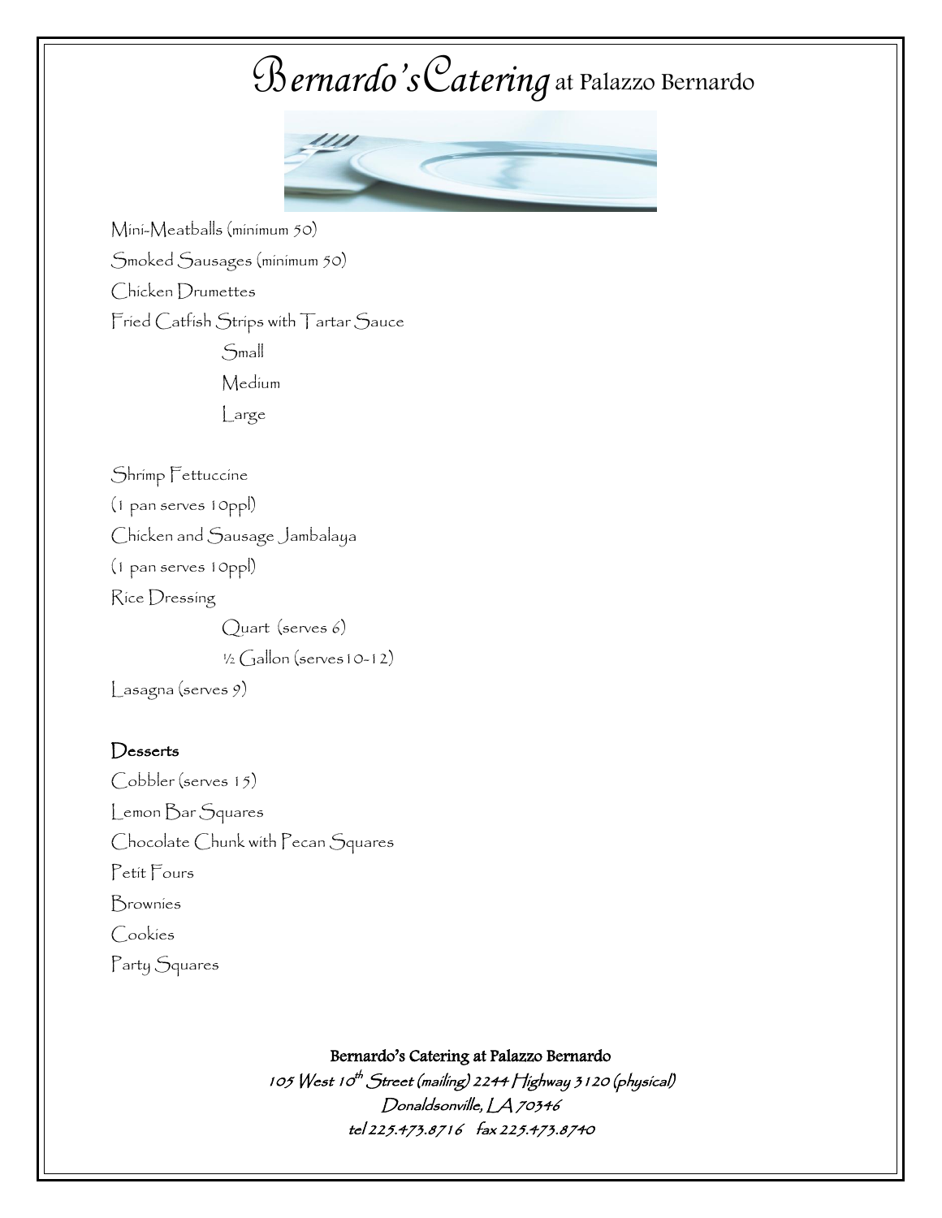# Bernardo's Catering at Palazzo Bernardo

Mini-Meatballs (minimum 50)

Smoked Sausages (minimum 50)

Chicken Drumettes

Fried Catfish Strips with Tartar Sauce

- Small
- Medium
- Large

Shrimp Fettuccine

(1 pan serves 10ppl)

Chicken and Sausage Jambalaya

(1 pan serves 10ppl)

Rice Dressing

- Quart (serves 6)
- ½ Gallon (serves10-12)

Lasagna (serves 9)

**Desserts**

Cobbler (serves 15)

Lemon Bar Squares

Chocolate Chunk with Pecan Squares

Petit Fours

Brownies

Cookies

Party Squares

**Bernardo's Catering at Palazzo Bernardo**

*105 West 10th Street (mailing) 2244 Highway 3120 (physical)*

*Donaldsonville, LA 70346*

*tel 225.473.8716 fax 225.473.8740*